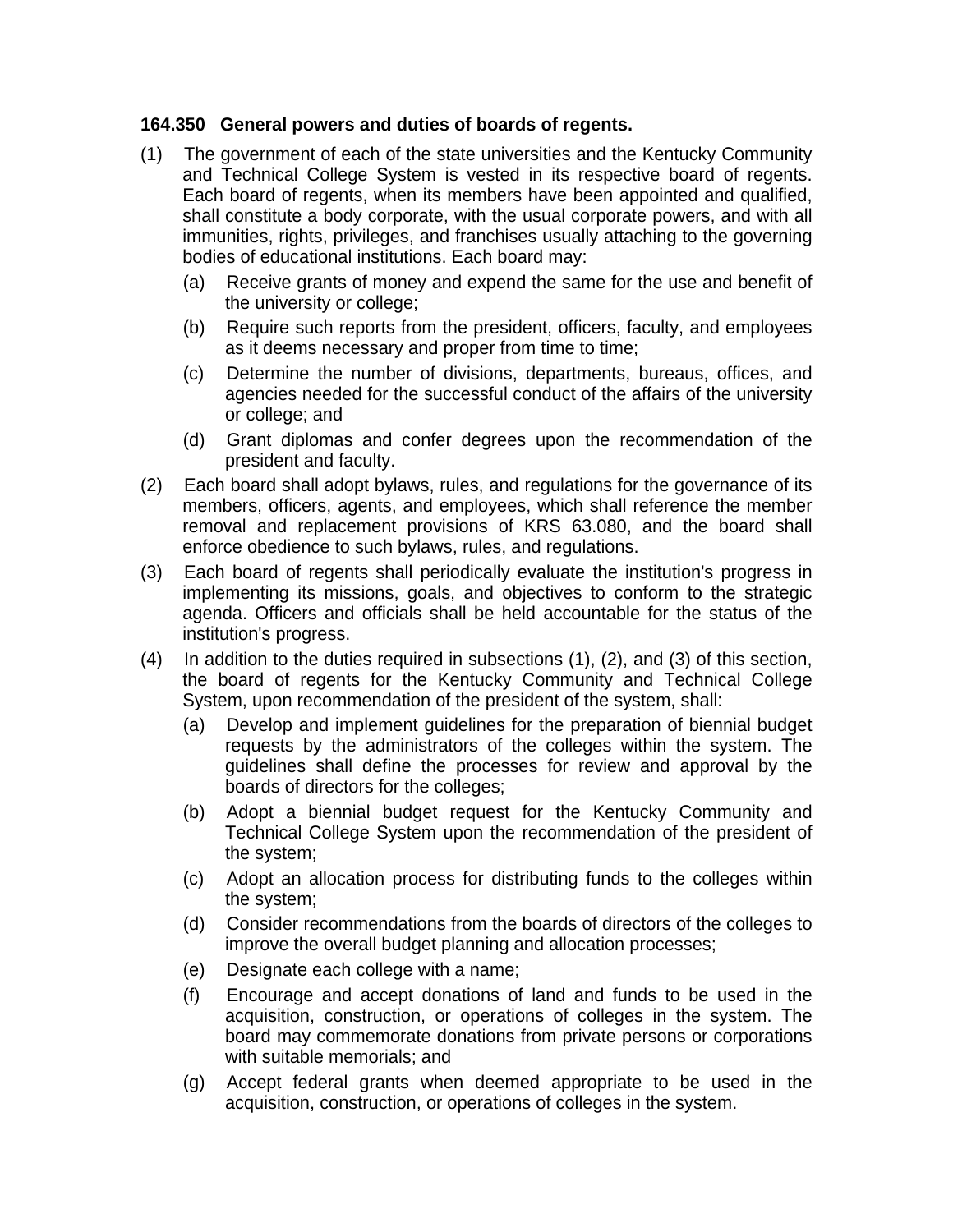**164.350 General powers and duties of boards of regents.**

(1) The government of each of the state universities and the Kentucky Community and Technical College System is vested in its respective board of regents. Each board of regents, when its members have been appointed and qualified, shall constitute a body corporate, with the usual corporate powers, and with all immunities, rights, privileges, and franchises usually attaching to the governing bodies of educational institutions. Each board may:

   (a) Receive grants of money and expend the same for the use and benefit of the university or college;

   (b) Require such reports from the president, officers, faculty, and employees as it deems necessary and proper from time to time;

   (c) Determine the number of divisions, departments, bureaus, offices, and agencies needed for the successful conduct of the affairs of the university or college; and

   (d) Grant diplomas and confer degrees upon the recommendation of the president and faculty.

(2) Each board shall adopt bylaws, rules, and regulations for the governance of its members, officers, agents, and employees, which shall reference the member removal and replacement provisions of KRS 63.080, and the board shall enforce obedience to such bylaws, rules, and regulations.

(3) Each board of regents shall periodically evaluate the institution's progress in implementing its missions, goals, and objectives to conform to the strategic agenda. Officers and officials shall be held accountable for the status of the institution's progress.

(4) In addition to the duties required in subsections (1), (2), and (3) of this section, the board of regents for the Kentucky Community and Technical College System, upon recommendation of the president of the system, shall:

   (a) Develop and implement guidelines for the preparation of biennial budget requests by the administrators of the colleges within the system. The guidelines shall define the processes for review and approval by the boards of directors for the colleges;

   (b) Adopt a biennial budget request for the Kentucky Community and Technical College System upon the recommendation of the president of the system;

   (c) Adopt an allocation process for distributing funds to the colleges within the system;

   (d) Consider recommendations from the boards of directors of the colleges to improve the overall budget planning and allocation processes;

   (e) Designate each college with a name;

   (f) Encourage and accept donations of land and funds to be used in the acquisition, construction, or operations of colleges in the system. The board may commemorate donations from private persons or corporations with suitable memorials; and

   (g) Accept federal grants when deemed appropriate to be used in the acquisition, construction, or operations of colleges in the system.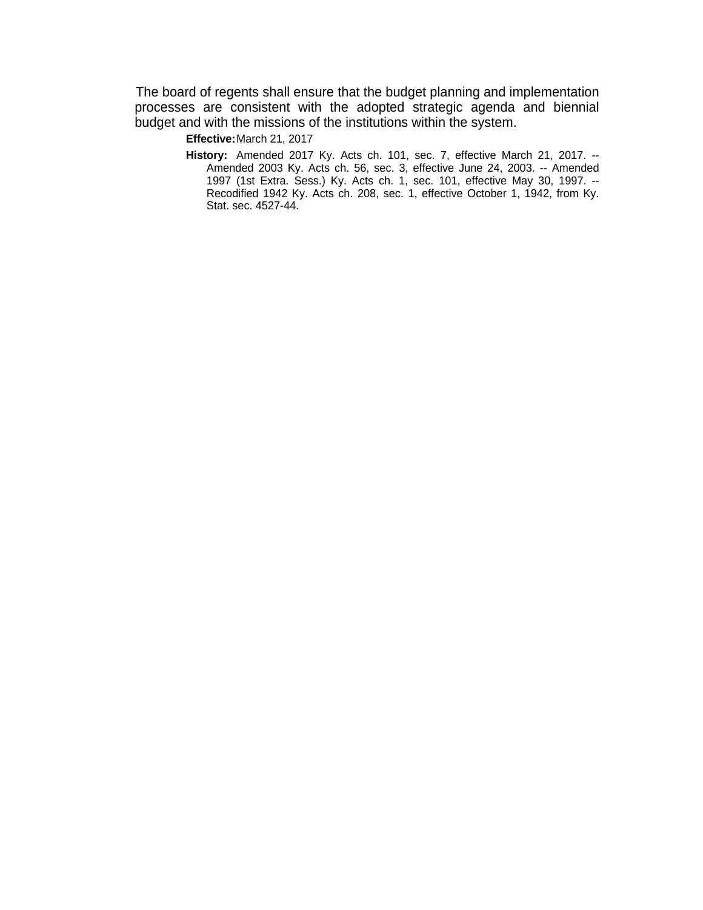The board of regents shall ensure that the budget planning and implementation processes are consistent with the adopted strategic agenda and biennial budget and with the missions of the institutions within the system.

**Effective:** March 21, 2017

**History:** Amended 2017 Ky. Acts ch. 101, sec. 7, effective March 21, 2017. -- Amended 2003 Ky. Acts ch. 56, sec. 3, effective June 24, 2003. -- Amended 1997 (1st Extra. Sess.) Ky. Acts ch. 1, sec. 101, effective May 30, 1997. -- Recodified 1942 Ky. Acts ch. 208, sec. 1, effective October 1, 1942, from Ky. Stat. sec. 4527-44.